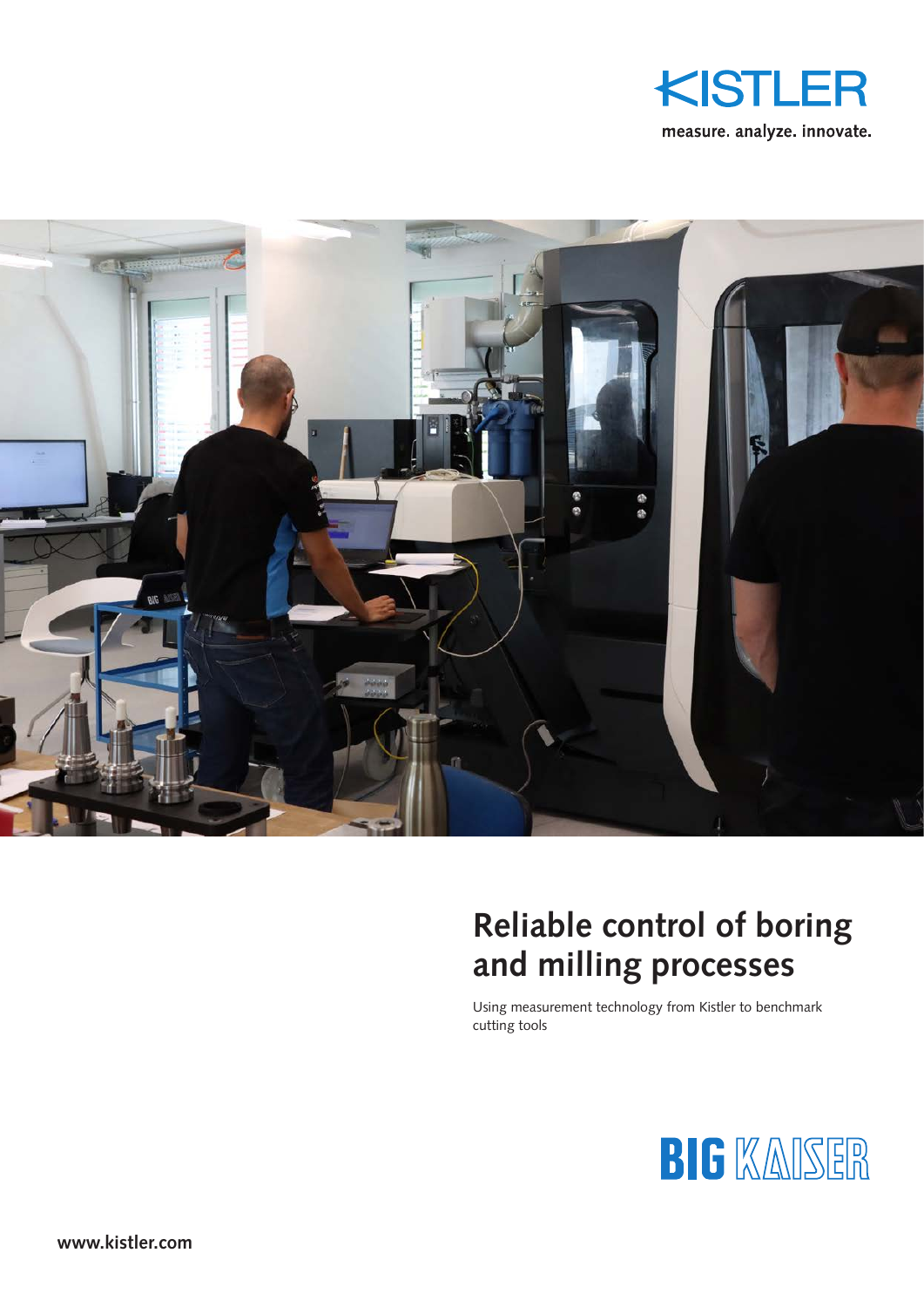KISTLER

measure. analyze. innovate.

# Reliable control of boring and milling processes

Using measurement technology from Kistler to benchmark cutting tools

BIG KAISER

www.kistler.com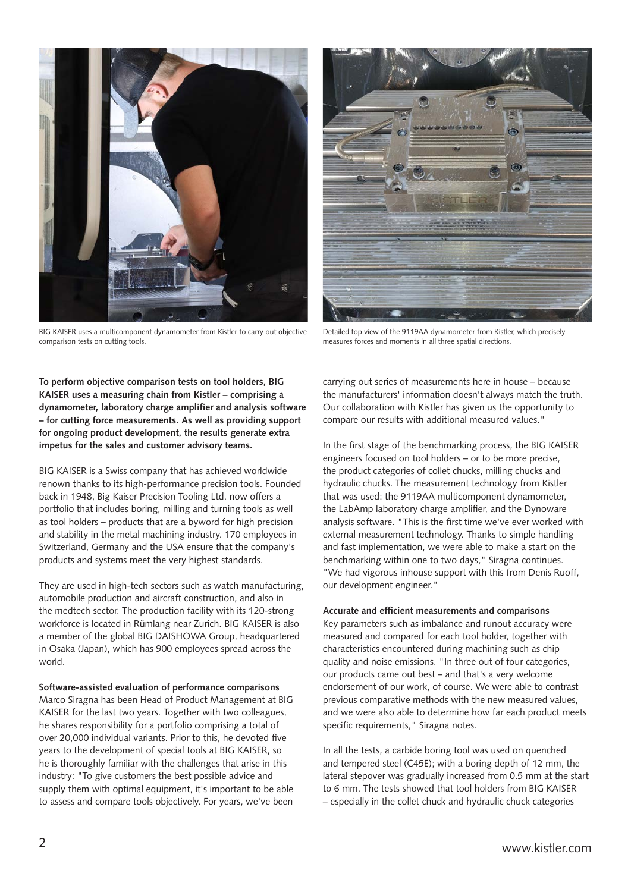BIG KAISER uses a multicomponent dynamometer from Kistler to carry out objective comparison tests on cutting tools.

Detailed top view of the 9119AA dynamometer from Kistler, which precisely measures forces and moments in all three spatial directions.

**To perform objective comparison tests on tool holders, BIG KAISER uses a measuring chain from Kistler – comprising a dynamometer, laboratory charge amplifier and analysis software – for cutting force measurements. As well as providing support for ongoing product development, the results generate extra impetus for the sales and customer advisory teams.**

BIG KAISER is a Swiss company that has achieved worldwide renown thanks to its high-performance precision tools. Founded back in 1948, Big Kaiser Precision Tooling Ltd. now offers a portfolio that includes boring, milling and turning tools as well as tool holders – products that are a byword for high precision and stability in the metal machining industry. 170 employees in Switzerland, Germany and the USA ensure that the company's products and systems meet the very highest standards.

They are used in high-tech sectors such as watch manufacturing, automobile production and aircraft construction, and also in the medtech sector. The production facility with its 120-strong workforce is located in Rümlang near Zurich. BIG KAISER is also a member of the global BIG DAISHOWA Group, headquartered in Osaka (Japan), which has 900 employees spread across the world.

**Software-assisted evaluation of performance comparisons**

Marco Siragna has been Head of Product Management at BIG KAISER for the last two years. Together with two colleagues, he shares responsibility for a portfolio comprising a total of over 20,000 individual variants. Prior to this, he devoted five years to the development of special tools at BIG KAISER, so he is thoroughly familiar with the challenges that arise in this industry: "To give customers the best possible advice and supply them with optimal equipment, it's important to be able to assess and compare tools objectively. For years, we've been carrying out series of measurements here in house – because the manufacturers' information doesn't always match the truth. Our collaboration with Kistler has given us the opportunity to compare our results with additional measured values."

In the first stage of the benchmarking process, the BIG KAISER engineers focused on tool holders – or to be more precise, the product categories of collet chucks, milling chucks and hydraulic chucks. The measurement technology from Kistler that was used: the 9119AA multicomponent dynamometer, the LabAmp laboratory charge amplifier, and the Dynoware analysis software. "This is the first time we've ever worked with external measurement technology. Thanks to simple handling and fast implementation, we were able to make a start on the benchmarking within one to two days," Siragna continues. "We had vigorous inhouse support with this from Denis Ruoff, our development engineer."

**Accurate and efficient measurements and comparisons**

Key parameters such as imbalance and runout accuracy were measured and compared for each tool holder, together with characteristics encountered during machining such as chip quality and noise emissions. "In three out of four categories, our products came out best – and that's a very welcome endorsement of our work, of course. We were able to contrast previous comparative methods with the new measured values, and we were also able to determine how far each product meets specific requirements," Siragna notes.

In all the tests, a carbide boring tool was used on quenched and tempered steel (C45E); with a boring depth of 12 mm, the lateral stepover was gradually increased from 0.5 mm at the start to 6 mm. The tests showed that tool holders from BIG KAISER – especially in the collet chuck and hydraulic chuck categories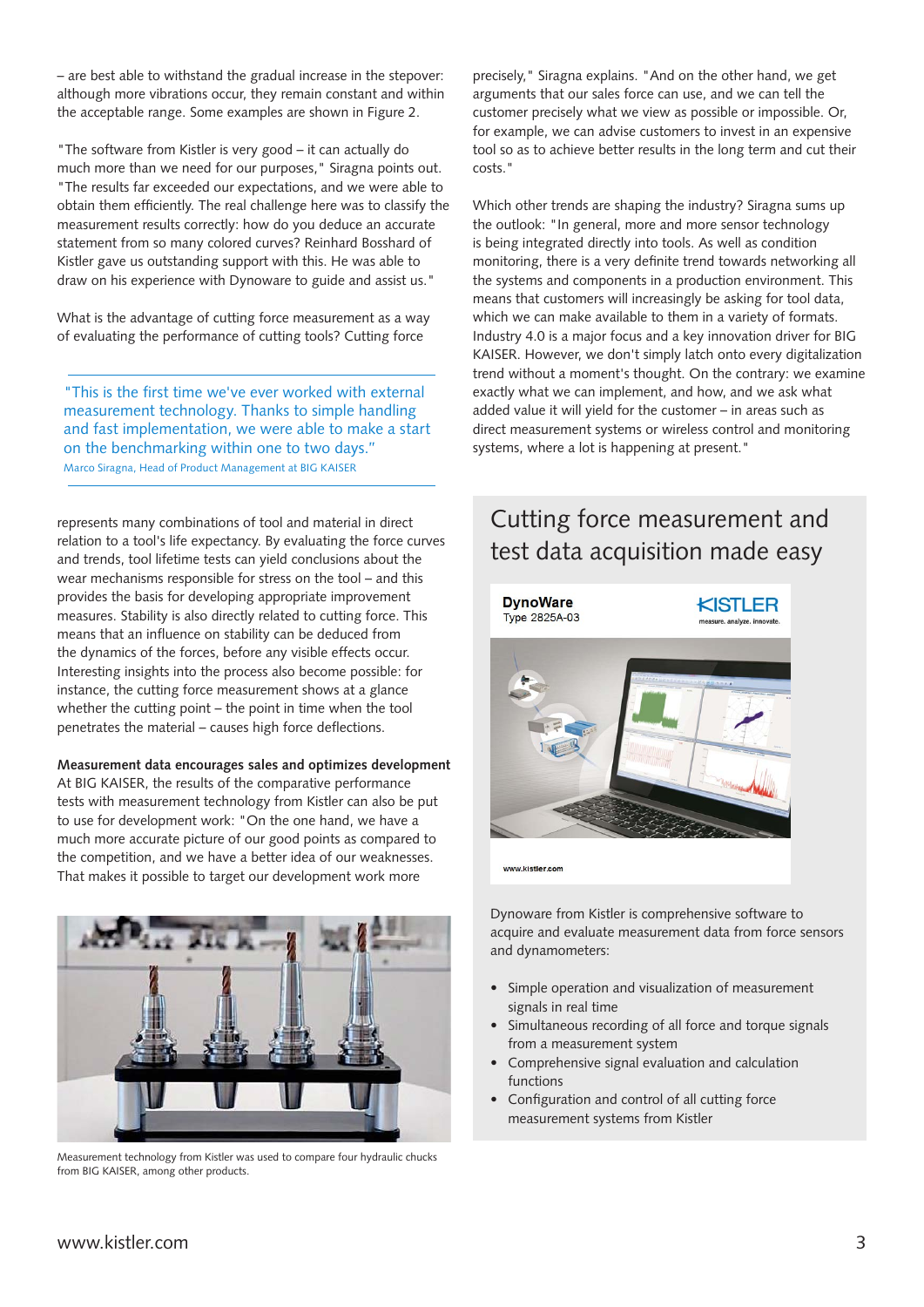– are best able to withstand the gradual increase in the stepover: although more vibrations occur, they remain constant and within the acceptable range. Some examples are shown in Figure 2.

"The software from Kistler is very good – it can actually do much more than we need for our purposes," Siragna points out. "The results far exceeded our expectations, and we were able to obtain them efficiently. The real challenge here was to classify the measurement results correctly: how do you deduce an accurate statement from so many colored curves? Reinhard Bosshard of Kistler gave us outstanding support with this. He was able to draw on his experience with Dynoware to guide and assist us."

What is the advantage of cutting force measurement as a way of evaluating the performance of cutting tools? Cutting force represents many combinations of tool and material in direct relation to a tool's life expectancy. By evaluating the force curves and trends, tool lifetime tests can yield conclusions about the wear mechanisms responsible for stress on the tool – and this provides the basis for developing appropriate improvement measures. Stability is also directly related to cutting force. This means that an influence on stability can be deduced from the dynamics of the forces, before any visible effects occur. Interesting insights into the process also become possible: for instance, the cutting force measurement shows at a glance whether the cutting point – the point in time when the tool penetrates the material – causes high force deflections.

> "This is the first time we've ever worked with external measurement technology. Thanks to simple handling and fast implementation, we were able to make a start on the benchmarking within one to two days."
>
> Marco Siragna, Head of Product Management at BIG KAISER

**Measurement data encourages sales and optimizes development**

At BIG KAISER, the results of the comparative performance tests with measurement technology from Kistler can also be put to use for development work: "On the one hand, we have a much more accurate picture of our good points as compared to the competition, and we have a better idea of our weaknesses. That makes it possible to target our development work more precisely," Siragna explains. "And on the other hand, we get arguments that our sales force can use, and we can tell the customer precisely what we view as possible or impossible. Or, for example, we can advise customers to invest in an expensive tool so as to achieve better results in the long term and cut their costs."

Measurement technology from Kistler was used to compare four hydraulic chucks from BIG KAISER, among other products.

Which other trends are shaping the industry? Siragna sums up the outlook: "In general, more and more sensor technology is being integrated directly into tools. As well as condition monitoring, there is a very definite trend towards networking all the systems and components in a production environment. This means that customers will increasingly be asking for tool data, which we can make available to them in a variety of formats. Industry 4.0 is a major focus and a key innovation driver for BIG KAISER. However, we don't simply latch onto every digitalization trend without a moment's thought. On the contrary: we examine exactly what we can implement, and how, and we ask what added value it will yield for the customer – in areas such as direct measurement systems or wireless control and monitoring systems, where a lot is happening at present."

## Cutting force measurement and test data acquisition made easy

DynoWare
Type 2825A-03

KISTLER
measure. analyze. innovate.

www.kistler.com

Dynoware from Kistler is comprehensive software to acquire and evaluate measurement data from force sensors and dynamometers:

- Simple operation and visualization of measurement signals in real time
- Simultaneous recording of all force and torque signals from a measurement system
- Comprehensive signal evaluation and calculation functions
- Configuration and control of all cutting force measurement systems from Kistler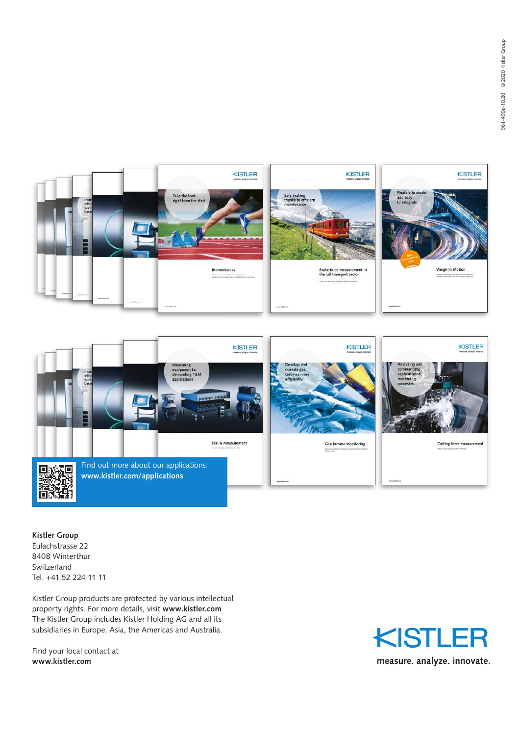Find out more about our applications:
**www.kistler.com/applications**

**Kistler Group**
Eulachstrasse 22
8408 Winterthur
Switzerland
Tel. +41 52 224 11 11

Kistler Group products are protected by various intellectual property rights. For more details, visit **www.kistler.com**
The Kistler Group includes Kistler Holding AG and all its subsidiaries in Europe, Asia, the Americas and Australia.

Find your local contact at
**www.kistler.com**

KISTLER
measure. analyze. innovate.

961-490e-10.20 © 2020 Kistler Group